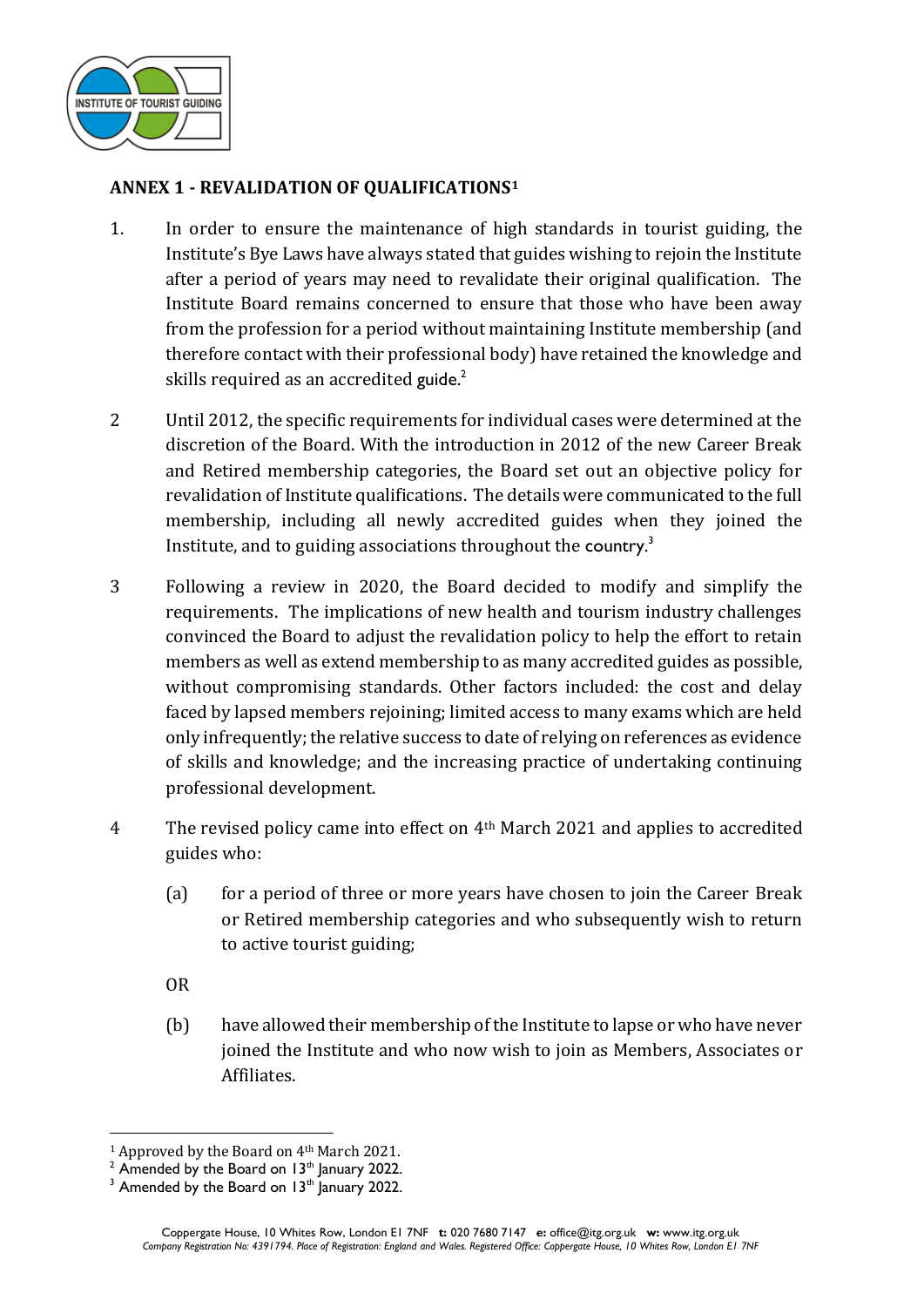## ANNEX 1 - REVALIDATION OF QUALIFICATIONS[1]

1. In order to ensure the maintenance of high standards in tourist guiding, the Institute's Bye Laws have always stated that guides wishing to rejoin the Institute after a period of years may need to revalidate their original qualification. The Institute Board remains concerned to ensure that those who have been away from the profession for a period without maintaining Institute membership (and therefore contact with their professional body) have retained the knowledge and skills required as an accredited guide.[2]

2. Until 2012, the specific requirements for individual cases were determined at the discretion of the Board. With the introduction in 2012 of the new Career Break and Retired membership categories, the Board set out an objective policy for revalidation of Institute qualifications. The details were communicated to the full membership, including all newly accredited guides when they joined the Institute, and to guiding associations throughout the country.[3]

3. Following a review in 2020, the Board decided to modify and simplify the requirements. The implications of new health and tourism industry challenges convinced the Board to adjust the revalidation policy to help the effort to retain members as well as extend membership to as many accredited guides as possible, without compromising standards. Other factors included: the cost and delay faced by lapsed members rejoining; limited access to many exams which are held only infrequently; the relative success to date of relying on references as evidence of skills and knowledge; and the increasing practice of undertaking continuing professional development.

4. The revised policy came into effect on 4th March 2021 and applies to accredited guides who:

   (a) for a period of three or more years have chosen to join the Career Break or Retired membership categories and who subsequently wish to return to active tourist guiding;

   OR

   (b) have allowed their membership of the Institute to lapse or who have never joined the Institute and who now wish to join as Members, Associates or Affiliates.

---

[1] Approved by the Board on 4th March 2021.
[2] Amended by the Board on 13th January 2022.
[3] Amended by the Board on 13th January 2022.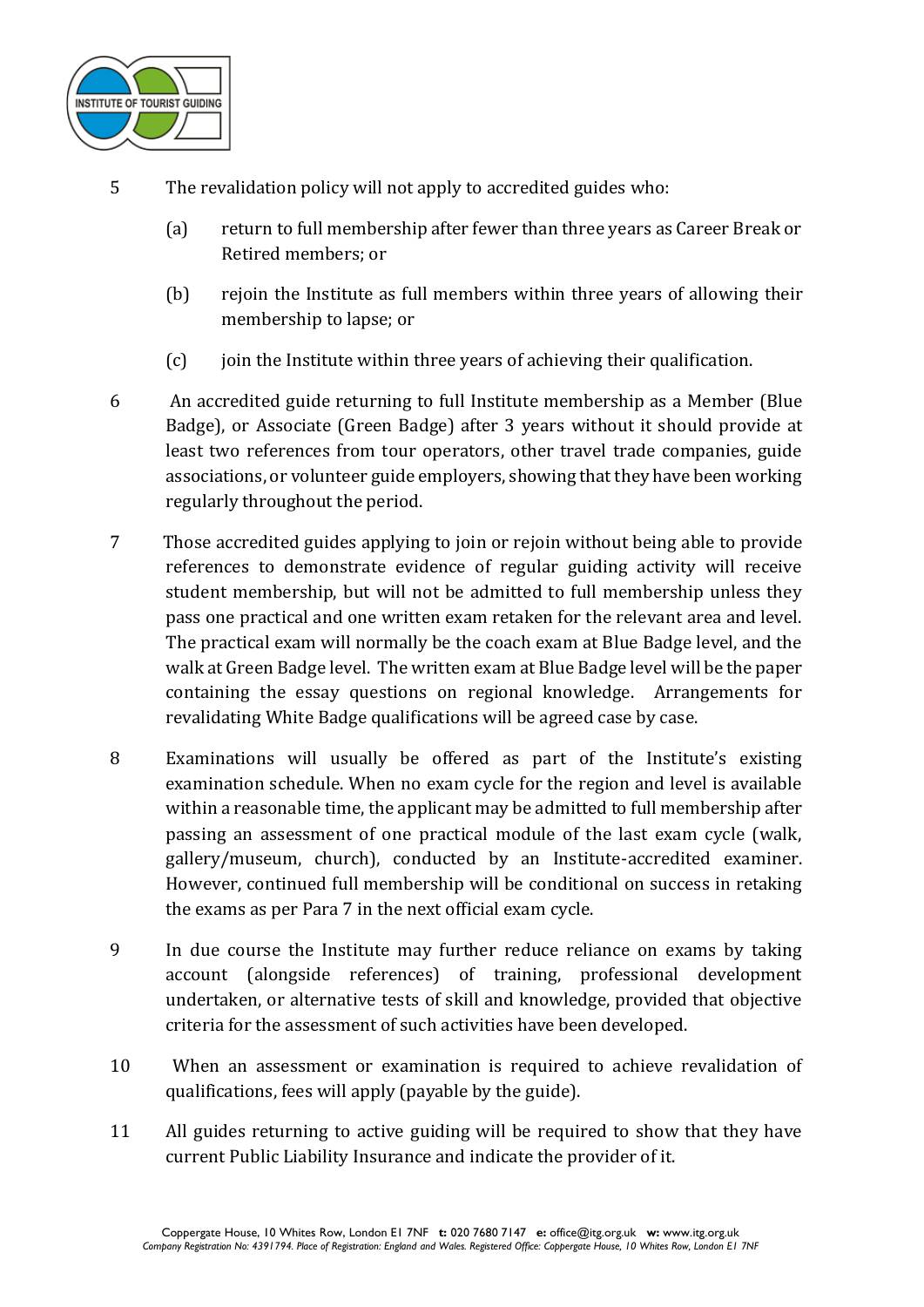5 The revalidation policy will not apply to accredited guides who:

   (a) return to full membership after fewer than three years as Career Break or Retired members; or

   (b) rejoin the Institute as full members within three years of allowing their membership to lapse; or

   (c) join the Institute within three years of achieving their qualification.

6 An accredited guide returning to full Institute membership as a Member (Blue Badge), or Associate (Green Badge) after 3 years without it should provide at least two references from tour operators, other travel trade companies, guide associations, or volunteer guide employers, showing that they have been working regularly throughout the period.

7 Those accredited guides applying to join or rejoin without being able to provide references to demonstrate evidence of regular guiding activity will receive student membership, but will not be admitted to full membership unless they pass one practical and one written exam retaken for the relevant area and level. The practical exam will normally be the coach exam at Blue Badge level, and the walk at Green Badge level. The written exam at Blue Badge level will be the paper containing the essay questions on regional knowledge. Arrangements for revalidating White Badge qualifications will be agreed case by case.

8 Examinations will usually be offered as part of the Institute's existing examination schedule. When no exam cycle for the region and level is available within a reasonable time, the applicant may be admitted to full membership after passing an assessment of one practical module of the last exam cycle (walk, gallery/museum, church), conducted by an Institute-accredited examiner. However, continued full membership will be conditional on success in retaking the exams as per Para 7 in the next official exam cycle.

9 In due course the Institute may further reduce reliance on exams by taking account (alongside references) of training, professional development undertaken, or alternative tests of skill and knowledge, provided that objective criteria for the assessment of such activities have been developed.

10 When an assessment or examination is required to achieve revalidation of qualifications, fees will apply (payable by the guide).

11 All guides returning to active guiding will be required to show that they have current Public Liability Insurance and indicate the provider of it.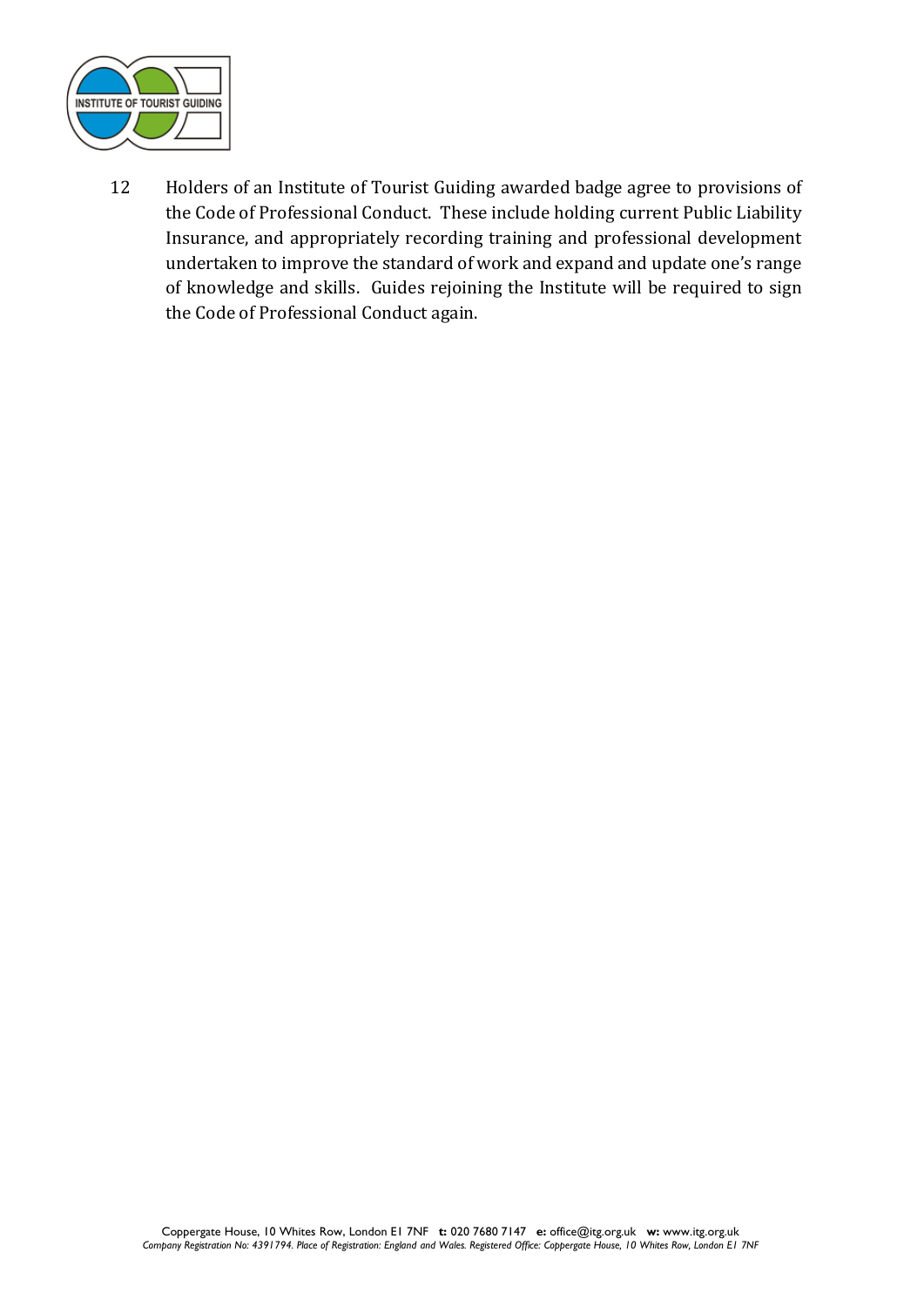12 Holders of an Institute of Tourist Guiding awarded badge agree to provisions of the Code of Professional Conduct. These include holding current Public Liability Insurance, and appropriately recording training and professional development undertaken to improve the standard of work and expand and update one's range of knowledge and skills. Guides rejoining the Institute will be required to sign the Code of Professional Conduct again.